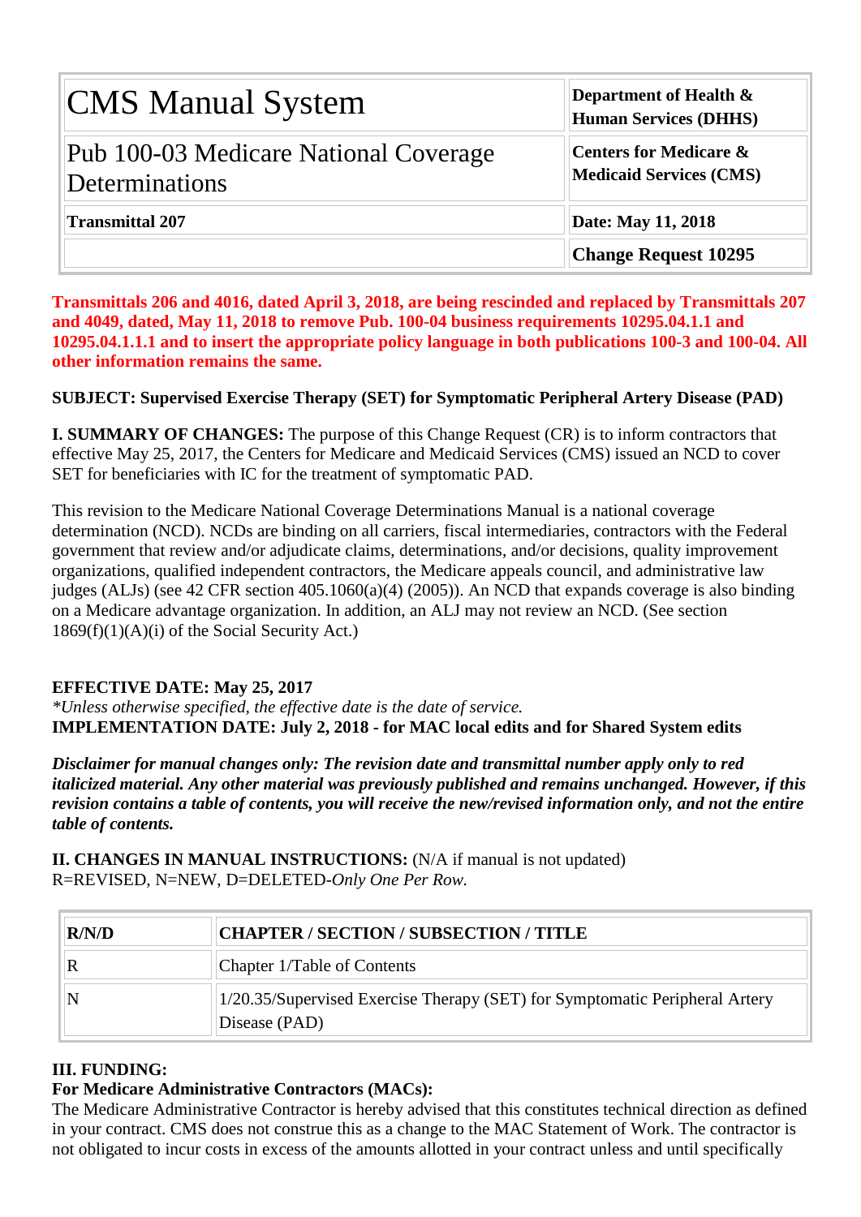| CMS Manual System | **Department of Health & Human Services (DHHS)** |
|---|---|
| Pub 100-03 Medicare National Coverage Determinations | **Centers for Medicare & Medicaid Services (CMS)** |
| **Transmittal 207** | **Date: May 11, 2018** |
| | **Change Request 10295** |

**Transmittals 206 and 4016, dated April 3, 2018, are being rescinded and replaced by Transmittals 207 and 4049, dated, May 11, 2018 to remove Pub. 100-04 business requirements 10295.04.1.1 and 10295.04.1.1.1 and to insert the appropriate policy language in both publications 100-3 and 100-04. All other information remains the same.**

**SUBJECT: Supervised Exercise Therapy (SET) for Symptomatic Peripheral Artery Disease (PAD)**

**I. SUMMARY OF CHANGES:** The purpose of this Change Request (CR) is to inform contractors that effective May 25, 2017, the Centers for Medicare and Medicaid Services (CMS) issued an NCD to cover SET for beneficiaries with IC for the treatment of symptomatic PAD.

This revision to the Medicare National Coverage Determinations Manual is a national coverage determination (NCD). NCDs are binding on all carriers, fiscal intermediaries, contractors with the Federal government that review and/or adjudicate claims, determinations, and/or decisions, quality improvement organizations, qualified independent contractors, the Medicare appeals council, and administrative law judges (ALJs) (see 42 CFR section 405.1060(a)(4) (2005)). An NCD that expands coverage is also binding on a Medicare advantage organization. In addition, an ALJ may not review an NCD. (See section 1869(f)(1)(A)(i) of the Social Security Act.)

**EFFECTIVE DATE: May 25, 2017**
*\*Unless otherwise specified, the effective date is the date of service.*
**IMPLEMENTATION DATE: July 2, 2018 - for MAC local edits and for Shared System edits**

***Disclaimer for manual changes only: The revision date and transmittal number apply only to red italicized material. Any other material was previously published and remains unchanged. However, if this revision contains a table of contents, you will receive the new/revised information only, and not the entire table of contents.***

**II. CHANGES IN MANUAL INSTRUCTIONS:** (N/A if manual is not updated)
R=REVISED, N=NEW, D=DELETED-*Only One Per Row.*

| R/N/D | CHAPTER / SECTION / SUBSECTION / TITLE |
|---|---|
| R | Chapter 1/Table of Contents |
| N | 1/20.35/Supervised Exercise Therapy (SET) for Symptomatic Peripheral Artery Disease (PAD) |

**III. FUNDING:**
**For Medicare Administrative Contractors (MACs):**
The Medicare Administrative Contractor is hereby advised that this constitutes technical direction as defined in your contract. CMS does not construe this as a change to the MAC Statement of Work. The contractor is not obligated to incur costs in excess of the amounts allotted in your contract unless and until specifically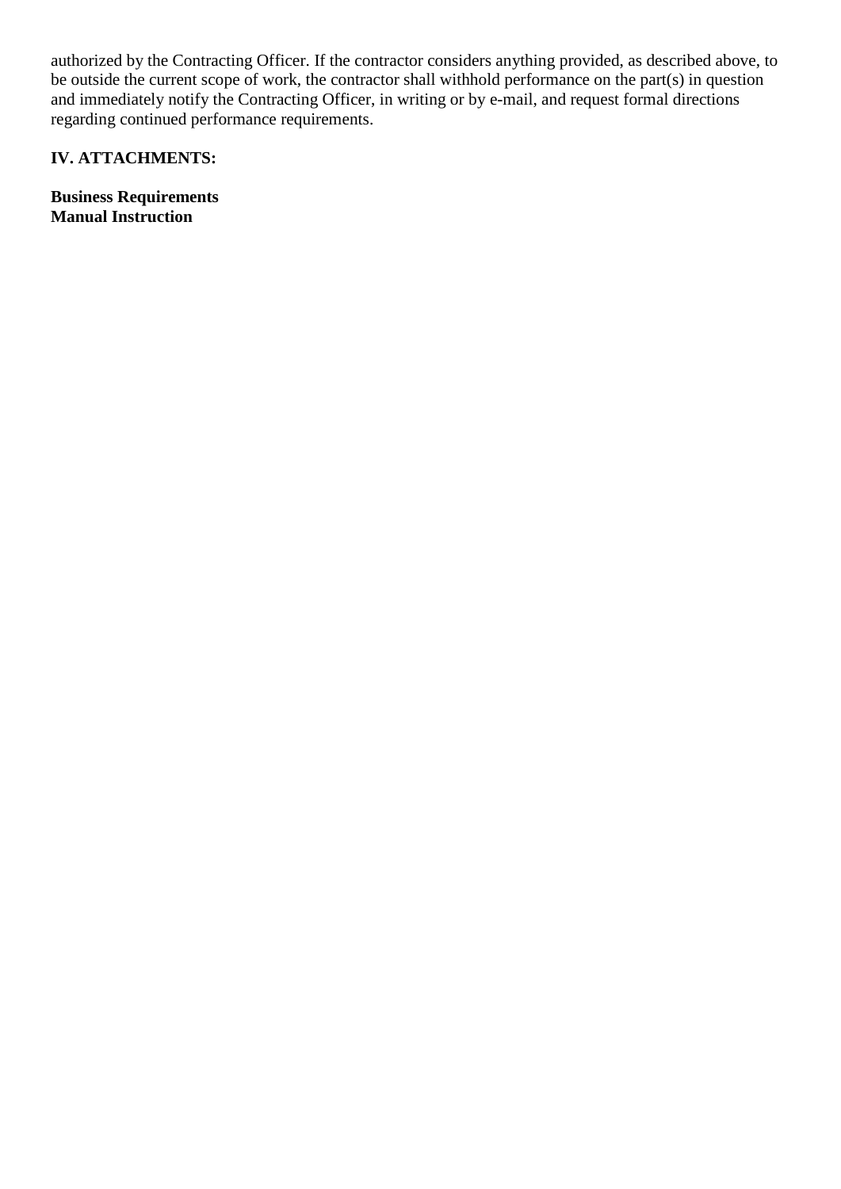authorized by the Contracting Officer. If the contractor considers anything provided, as described above, to be outside the current scope of work, the contractor shall withhold performance on the part(s) in question and immediately notify the Contracting Officer, in writing or by e-mail, and request formal directions regarding continued performance requirements.

## IV. ATTACHMENTS:

**Business Requirements**
**Manual Instruction**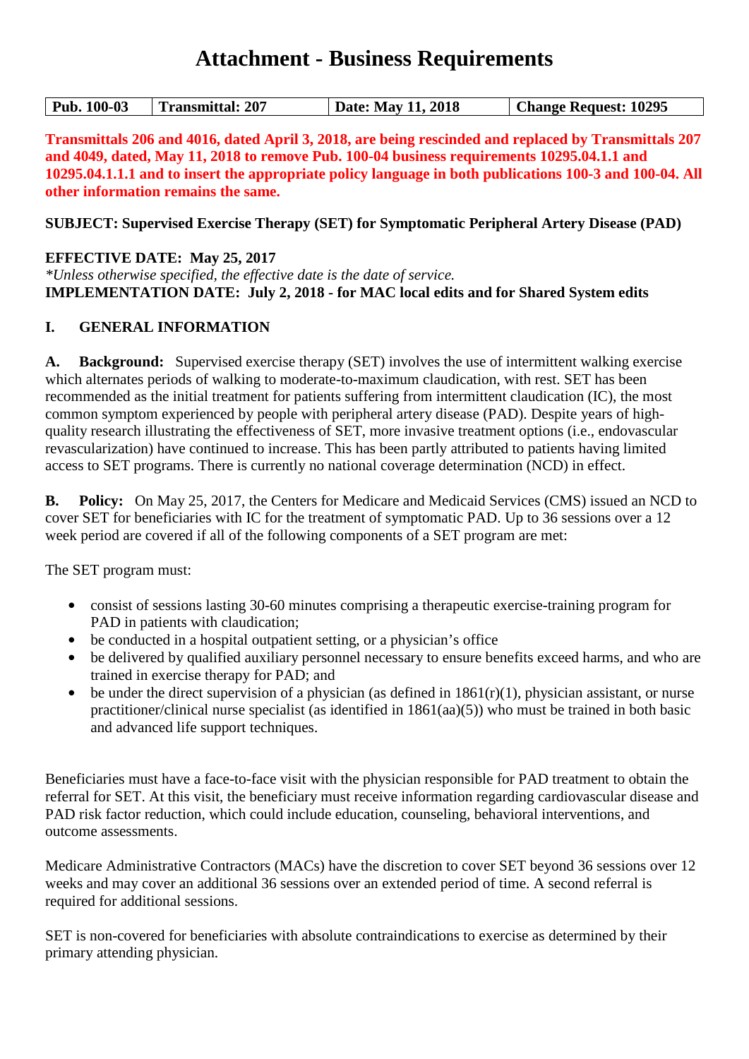# Attachment - Business Requirements

| Pub. 100-03 | Transmittal: 207 | Date: May 11, 2018 | Change Request: 10295 |
|---|---|---|---|

**Transmittals 206 and 4016, dated April 3, 2018, are being rescinded and replaced by Transmittals 207 and 4049, dated, May 11, 2018 to remove Pub. 100-04 business requirements 10295.04.1.1 and 10295.04.1.1.1 and to insert the appropriate policy language in both publications 100-3 and 100-04. All other information remains the same.**

**SUBJECT: Supervised Exercise Therapy (SET) for Symptomatic Peripheral Artery Disease (PAD)**

**EFFECTIVE DATE: May 25, 2017**
*\*Unless otherwise specified, the effective date is the date of service.*
**IMPLEMENTATION DATE: July 2, 2018 - for MAC local edits and for Shared System edits**

## I. GENERAL INFORMATION

**A. Background:** Supervised exercise therapy (SET) involves the use of intermittent walking exercise which alternates periods of walking to moderate-to-maximum claudication, with rest. SET has been recommended as the initial treatment for patients suffering from intermittent claudication (IC), the most common symptom experienced by people with peripheral artery disease (PAD). Despite years of high-quality research illustrating the effectiveness of SET, more invasive treatment options (i.e., endovascular revascularization) have continued to increase. This has been partly attributed to patients having limited access to SET programs. There is currently no national coverage determination (NCD) in effect.

**B. Policy:** On May 25, 2017, the Centers for Medicare and Medicaid Services (CMS) issued an NCD to cover SET for beneficiaries with IC for the treatment of symptomatic PAD. Up to 36 sessions over a 12 week period are covered if all of the following components of a SET program are met:

The SET program must:

- consist of sessions lasting 30-60 minutes comprising a therapeutic exercise-training program for PAD in patients with claudication;
- be conducted in a hospital outpatient setting, or a physician's office
- be delivered by qualified auxiliary personnel necessary to ensure benefits exceed harms, and who are trained in exercise therapy for PAD; and
- be under the direct supervision of a physician (as defined in 1861(r)(1), physician assistant, or nurse practitioner/clinical nurse specialist (as identified in 1861(aa)(5)) who must be trained in both basic and advanced life support techniques.

Beneficiaries must have a face-to-face visit with the physician responsible for PAD treatment to obtain the referral for SET. At this visit, the beneficiary must receive information regarding cardiovascular disease and PAD risk factor reduction, which could include education, counseling, behavioral interventions, and outcome assessments.

Medicare Administrative Contractors (MACs) have the discretion to cover SET beyond 36 sessions over 12 weeks and may cover an additional 36 sessions over an extended period of time. A second referral is required for additional sessions.

SET is non-covered for beneficiaries with absolute contraindications to exercise as determined by their primary attending physician.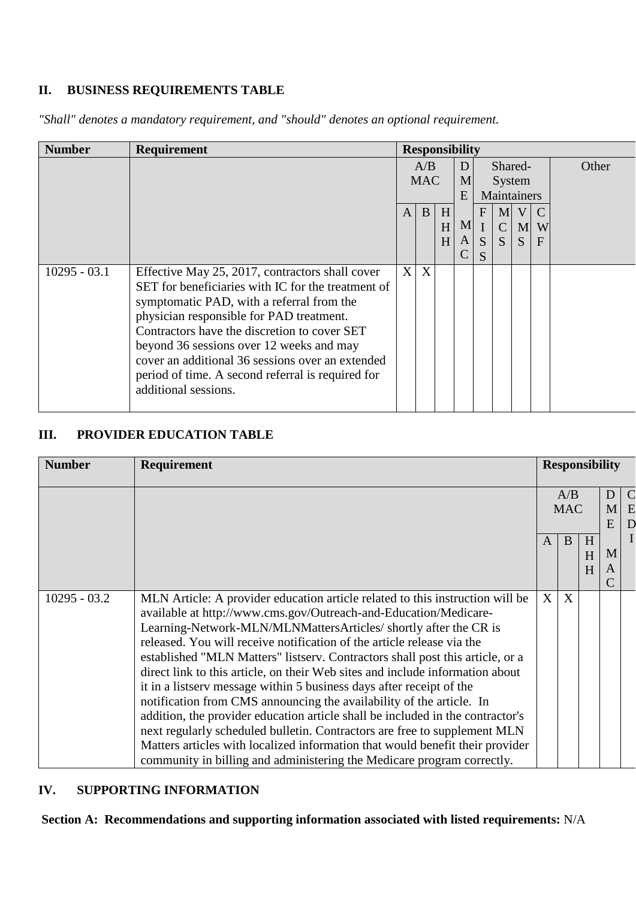## II. BUSINESS REQUIREMENTS TABLE

*"Shall" denotes a mandatory requirement, and "should" denotes an optional requirement.*

| Number | Requirement | Responsibility | | | | | | | | |
|---|---|---|---|---|---|---|---|---|---|---|
| | | A/B MAC | | | DME | Shared-System Maintainers | | | | Other |
| | | A | B | HHH | MAC | FISS | MCS | VMS | CWF | |
| 10295 - 03.1 | Effective May 25, 2017, contractors shall cover SET for beneficiaries with IC for the treatment of symptomatic PAD, with a referral from the physician responsible for PAD treatment. Contractors have the discretion to cover SET beyond 36 sessions over 12 weeks and may cover an additional 36 sessions over an extended period of time. A second referral is required for additional sessions. | X | X | | | | | | | |

## III. PROVIDER EDUCATION TABLE

| Number | Requirement | Responsibility | | | | |
|---|---|---|---|---|---|---|
| | | A/B MAC | | | DME | CEDI |
| | | A | B | HHH | MAC | |
| 10295 - 03.2 | MLN Article: A provider education article related to this instruction will be available at http://www.cms.gov/Outreach-and-Education/Medicare-Learning-Network-MLN/MLNMattersArticles/ shortly after the CR is released. You will receive notification of the article release via the established "MLN Matters" listserv. Contractors shall post this article, or a direct link to this article, on their Web sites and include information about it in a listserv message within 5 business days after receipt of the notification from CMS announcing the availability of the article. In addition, the provider education article shall be included in the contractor's next regularly scheduled bulletin. Contractors are free to supplement MLN Matters articles with localized information that would benefit their provider community in billing and administering the Medicare program correctly. | X | X | | | |

## IV. SUPPORTING INFORMATION

**Section A: Recommendations and supporting information associated with listed requirements:** N/A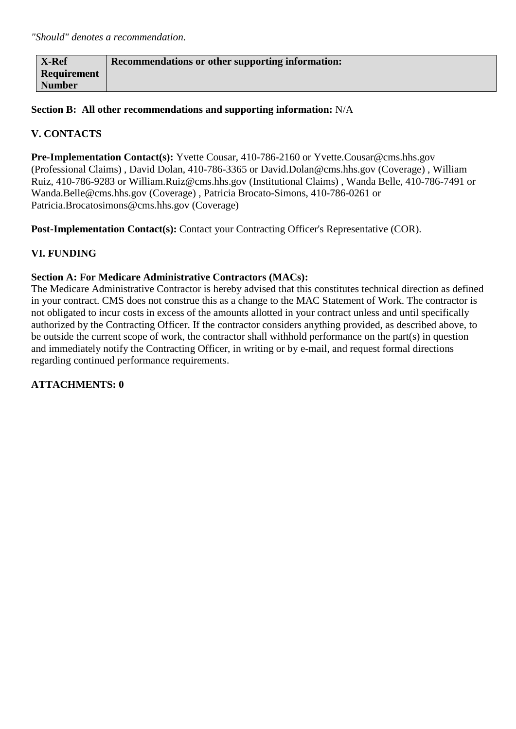*"Should" denotes a recommendation.*

| X-Ref Requirement Number | Recommendations or other supporting information: |
|---|---|

**Section B: All other recommendations and supporting information:** N/A

## V. CONTACTS

**Pre-Implementation Contact(s):** Yvette Cousar, 410-786-2160 or Yvette.Cousar@cms.hhs.gov (Professional Claims) , David Dolan, 410-786-3365 or David.Dolan@cms.hhs.gov (Coverage) , William Ruiz, 410-786-9283 or William.Ruiz@cms.hhs.gov (Institutional Claims) , Wanda Belle, 410-786-7491 or Wanda.Belle@cms.hhs.gov (Coverage) , Patricia Brocato-Simons, 410-786-0261 or Patricia.Brocatosimons@cms.hhs.gov (Coverage)

**Post-Implementation Contact(s):** Contact your Contracting Officer's Representative (COR).

## VI. FUNDING

**Section A: For Medicare Administrative Contractors (MACs):**
The Medicare Administrative Contractor is hereby advised that this constitutes technical direction as defined in your contract. CMS does not construe this as a change to the MAC Statement of Work. The contractor is not obligated to incur costs in excess of the amounts allotted in your contract unless and until specifically authorized by the Contracting Officer. If the contractor considers anything provided, as described above, to be outside the current scope of work, the contractor shall withhold performance on the part(s) in question and immediately notify the Contracting Officer, in writing or by e-mail, and request formal directions regarding continued performance requirements.

**ATTACHMENTS: 0**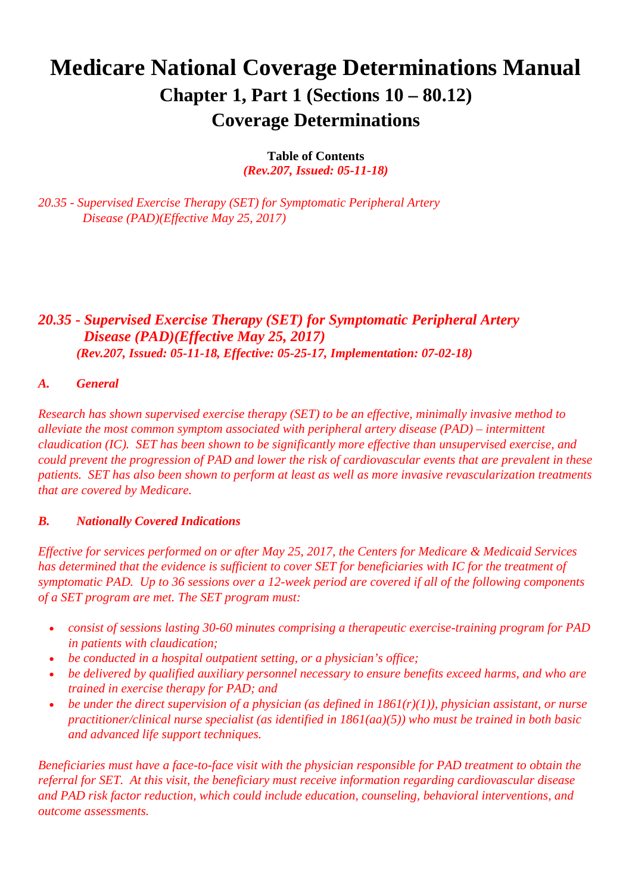# Medicare National Coverage Determinations Manual

## Chapter 1, Part 1 (Sections 10 – 80.12)

## Coverage Determinations

**Table of Contents**

***(Rev.207, Issued: 05-11-18)***

*20.35 - Supervised Exercise Therapy (SET) for Symptomatic Peripheral Artery Disease (PAD)(Effective May 25, 2017)*

### *20.35 - Supervised Exercise Therapy (SET) for Symptomatic Peripheral Artery Disease (PAD)(Effective May 25, 2017)*

***(Rev.207, Issued: 05-11-18, Effective: 05-25-17, Implementation: 07-02-18)***

***A. General***

*Research has shown supervised exercise therapy (SET) to be an effective, minimally invasive method to alleviate the most common symptom associated with peripheral artery disease (PAD) – intermittent claudication (IC). SET has been shown to be significantly more effective than unsupervised exercise, and could prevent the progression of PAD and lower the risk of cardiovascular events that are prevalent in these patients. SET has also been shown to perform at least as well as more invasive revascularization treatments that are covered by Medicare.*

***B. Nationally Covered Indications***

*Effective for services performed on or after May 25, 2017, the Centers for Medicare & Medicaid Services has determined that the evidence is sufficient to cover SET for beneficiaries with IC for the treatment of symptomatic PAD. Up to 36 sessions over a 12-week period are covered if all of the following components of a SET program are met. The SET program must:*

- *consist of sessions lasting 30-60 minutes comprising a therapeutic exercise-training program for PAD in patients with claudication;*
- *be conducted in a hospital outpatient setting, or a physician's office;*
- *be delivered by qualified auxiliary personnel necessary to ensure benefits exceed harms, and who are trained in exercise therapy for PAD; and*
- *be under the direct supervision of a physician (as defined in 1861(r)(1)), physician assistant, or nurse practitioner/clinical nurse specialist (as identified in 1861(aa)(5)) who must be trained in both basic and advanced life support techniques.*

*Beneficiaries must have a face-to-face visit with the physician responsible for PAD treatment to obtain the referral for SET. At this visit, the beneficiary must receive information regarding cardiovascular disease and PAD risk factor reduction, which could include education, counseling, behavioral interventions, and outcome assessments.*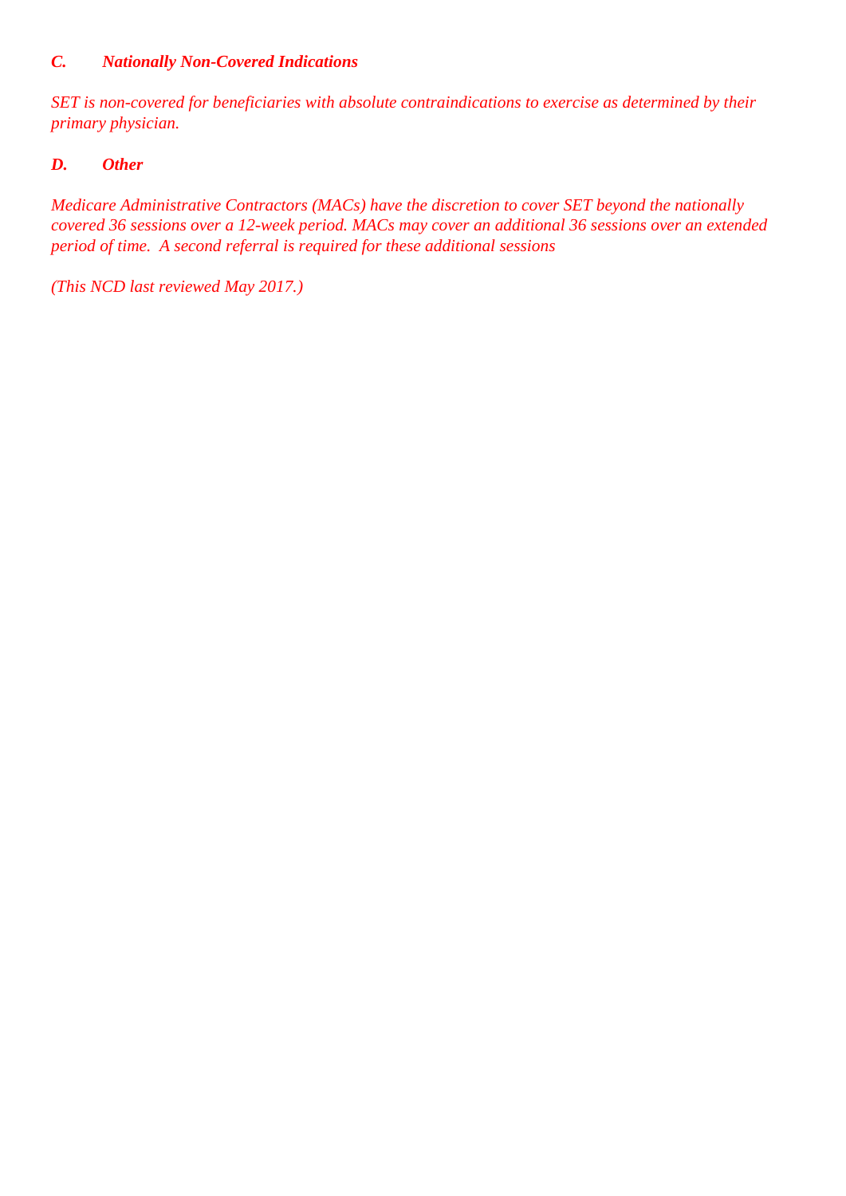### *C. Nationally Non-Covered Indications*

*SET is non-covered for beneficiaries with absolute contraindications to exercise as determined by their primary physician.*

### *D. Other*

*Medicare Administrative Contractors (MACs) have the discretion to cover SET beyond the nationally covered 36 sessions over a 12-week period. MACs may cover an additional 36 sessions over an extended period of time. A second referral is required for these additional sessions*

*(This NCD last reviewed May 2017.)*